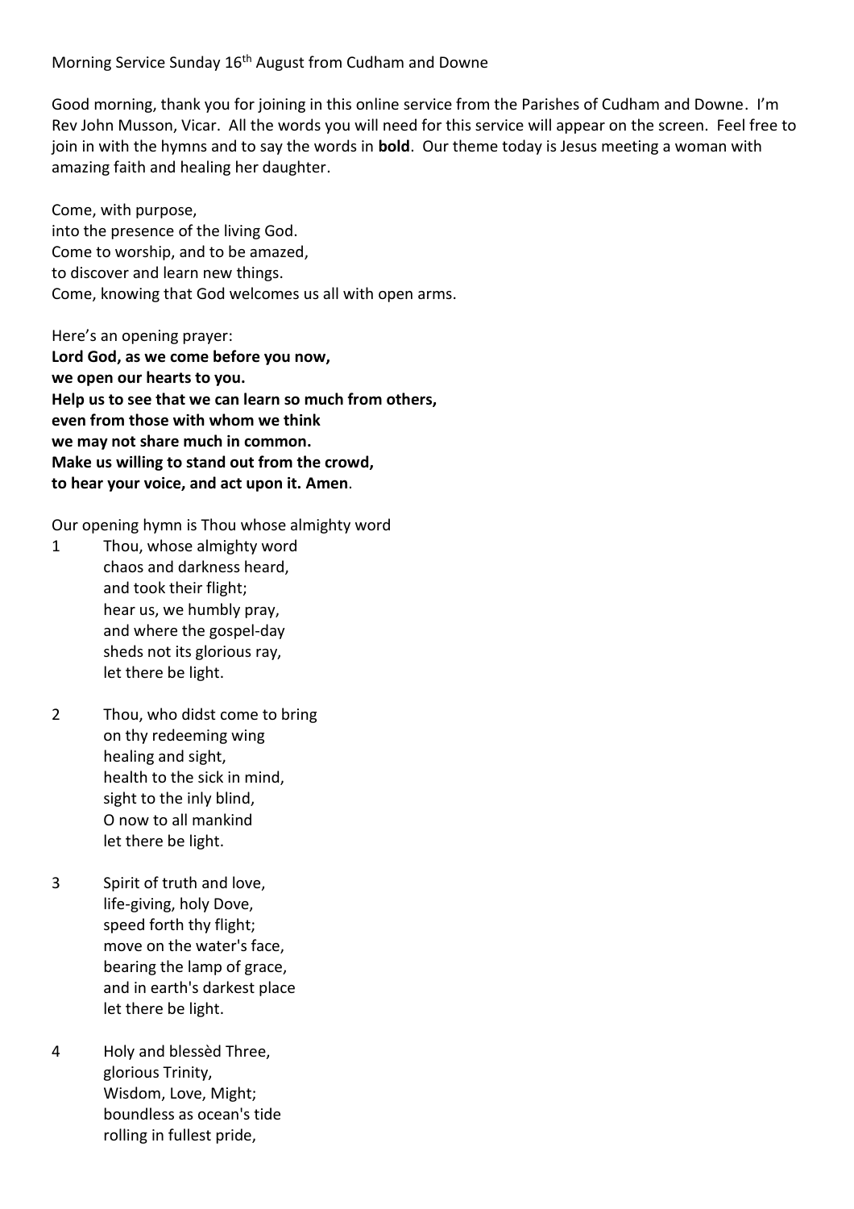Morning Service Sunday 16th August from Cudham and Downe

Good morning, thank you for joining in this online service from the Parishes of Cudham and Downe. I'm Rev John Musson, Vicar. All the words you will need for this service will appear on the screen. Feel free to join in with the hymns and to say the words in **bold**. Our theme today is Jesus meeting a woman with amazing faith and healing her daughter.

Come, with purpose,
into the presence of the living God.
Come to worship, and to be amazed,
to discover and learn new things.
Come, knowing that God welcomes us all with open arms.

Here's an opening prayer:
**Lord God, as we come before you now,**
**we open our hearts to you.**
**Help us to see that we can learn so much from others,**
**even from those with whom we think**
**we may not share much in common.**
**Make us willing to stand out from the crowd,**
**to hear your voice, and act upon it. Amen**.

Our opening hymn is Thou whose almighty word

1 Thou, whose almighty word
chaos and darkness heard,
and took their flight;
hear us, we humbly pray,
and where the gospel-day
sheds not its glorious ray,
let there be light.

2 Thou, who didst come to bring
on thy redeeming wing
healing and sight,
health to the sick in mind,
sight to the inly blind,
O now to all mankind
let there be light.

3 Spirit of truth and love,
life-giving, holy Dove,
speed forth thy flight;
move on the water's face,
bearing the lamp of grace,
and in earth's darkest place
let there be light.

4 Holy and blessèd Three,
glorious Trinity,
Wisdom, Love, Might;
boundless as ocean's tide
rolling in fullest pride,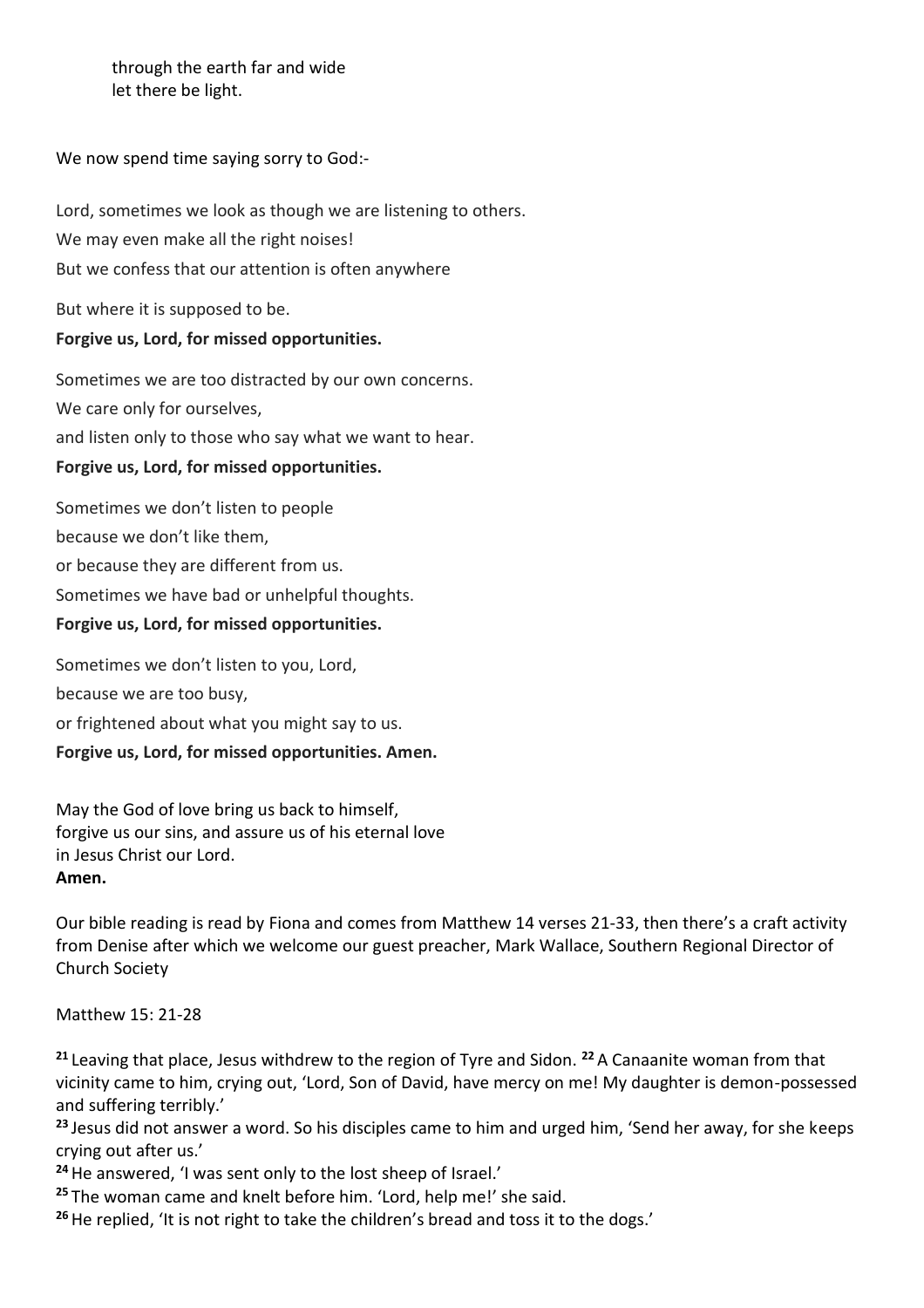through the earth far and wide
let there be light.

We now spend time saying sorry to God:-

Lord, sometimes we look as though we are listening to others.
We may even make all the right noises!
But we confess that our attention is often anywhere

But where it is supposed to be.
**Forgive us, Lord, for missed opportunities.**

Sometimes we are too distracted by our own concerns.
We care only for ourselves,
and listen only to those who say what we want to hear.
**Forgive us, Lord, for missed opportunities.**

Sometimes we don't listen to people
because we don't like them,
or because they are different from us.
Sometimes we have bad or unhelpful thoughts.
**Forgive us, Lord, for missed opportunities.**

Sometimes we don't listen to you, Lord,
because we are too busy,
or frightened about what you might say to us.
**Forgive us, Lord, for missed opportunities. Amen.**

May the God of love bring us back to himself,
forgive us our sins, and assure us of his eternal love
in Jesus Christ our Lord.
**Amen.**

Our bible reading is read by Fiona and comes from Matthew 14 verses 21-33, then there's a craft activity from Denise after which we welcome our guest preacher, Mark Wallace, Southern Regional Director of Church Society

Matthew 15: 21-28

**21** Leaving that place, Jesus withdrew to the region of Tyre and Sidon. **22** A Canaanite woman from that vicinity came to him, crying out, 'Lord, Son of David, have mercy on me! My daughter is demon-possessed and suffering terribly.'
**23** Jesus did not answer a word. So his disciples came to him and urged him, 'Send her away, for she keeps crying out after us.'
**24** He answered, 'I was sent only to the lost sheep of Israel.'
**25** The woman came and knelt before him. 'Lord, help me!' she said.
**26** He replied, 'It is not right to take the children's bread and toss it to the dogs.'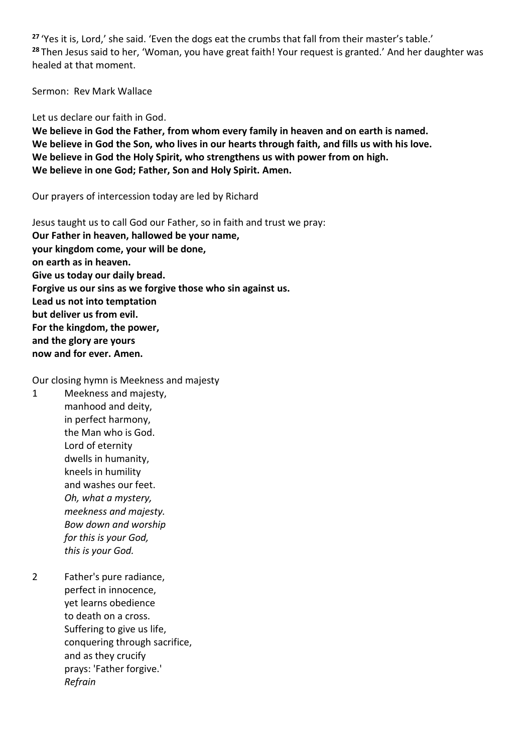[27] 'Yes it is, Lord,' she said. 'Even the dogs eat the crumbs that fall from their master's table.'
[28] Then Jesus said to her, 'Woman, you have great faith! Your request is granted.' And her daughter was healed at that moment.

Sermon: Rev Mark Wallace

Let us declare our faith in God.
**We believe in God the Father, from whom every family in heaven and on earth is named.**
**We believe in God the Son, who lives in our hearts through faith, and fills us with his love.**
**We believe in God the Holy Spirit, who strengthens us with power from on high.**
**We believe in one God; Father, Son and Holy Spirit. Amen.**

Our prayers of intercession today are led by Richard

Jesus taught us to call God our Father, so in faith and trust we pray:
**Our Father in heaven, hallowed be your name,**
**your kingdom come, your will be done,**
**on earth as in heaven.**
**Give us today our daily bread.**
**Forgive us our sins as we forgive those who sin against us.**
**Lead us not into temptation**
**but deliver us from evil.**
**For the kingdom, the power,**
**and the glory are yours**
**now and for ever. Amen.**

Our closing hymn is Meekness and majesty

1 Meekness and majesty,
manhood and deity,
in perfect harmony,
the Man who is God.
Lord of eternity
dwells in humanity,
kneels in humility
and washes our feet.
*Oh, what a mystery,*
*meekness and majesty.*
*Bow down and worship*
*for this is your God,*
*this is your God.*

2 Father's pure radiance,
perfect in innocence,
yet learns obedience
to death on a cross.
Suffering to give us life,
conquering through sacrifice,
and as they crucify
prays: 'Father forgive.'
*Refrain*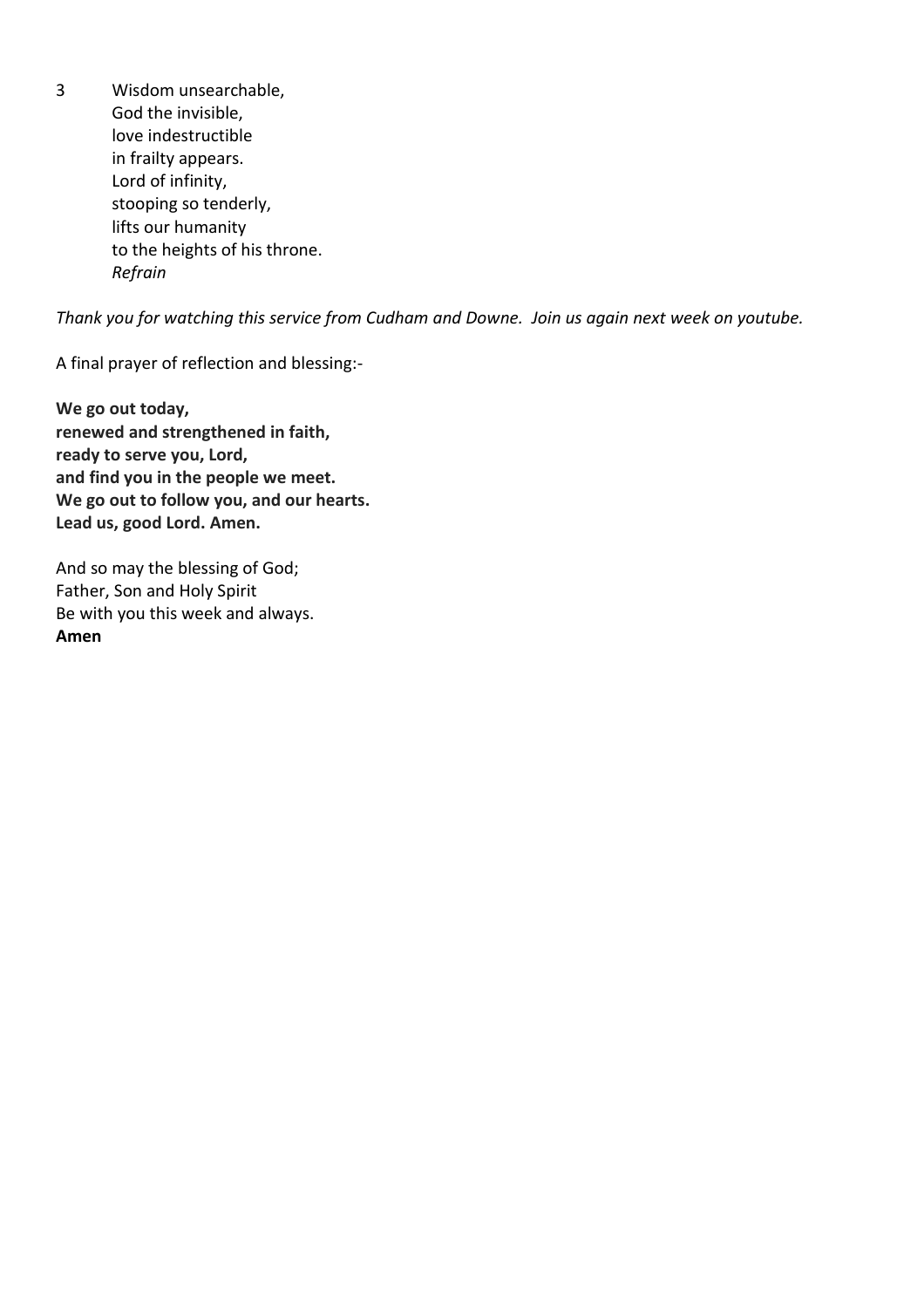3 Wisdom unsearchable,  
God the invisible,  
love indestructible  
in frailty appears.  
Lord of infinity,  
stooping so tenderly,  
lifts our humanity  
to the heights of his throne.  
*Refrain*

*Thank you for watching this service from Cudham and Downe. Join us again next week on youtube.*

A final prayer of reflection and blessing:-

**We go out today,**  
**renewed and strengthened in faith,**  
**ready to serve you, Lord,**  
**and find you in the people we meet.**  
**We go out to follow you, and our hearts.**  
**Lead us, good Lord. Amen.**

And so may the blessing of God;  
Father, Son and Holy Spirit  
Be with you this week and always.  
**Amen**